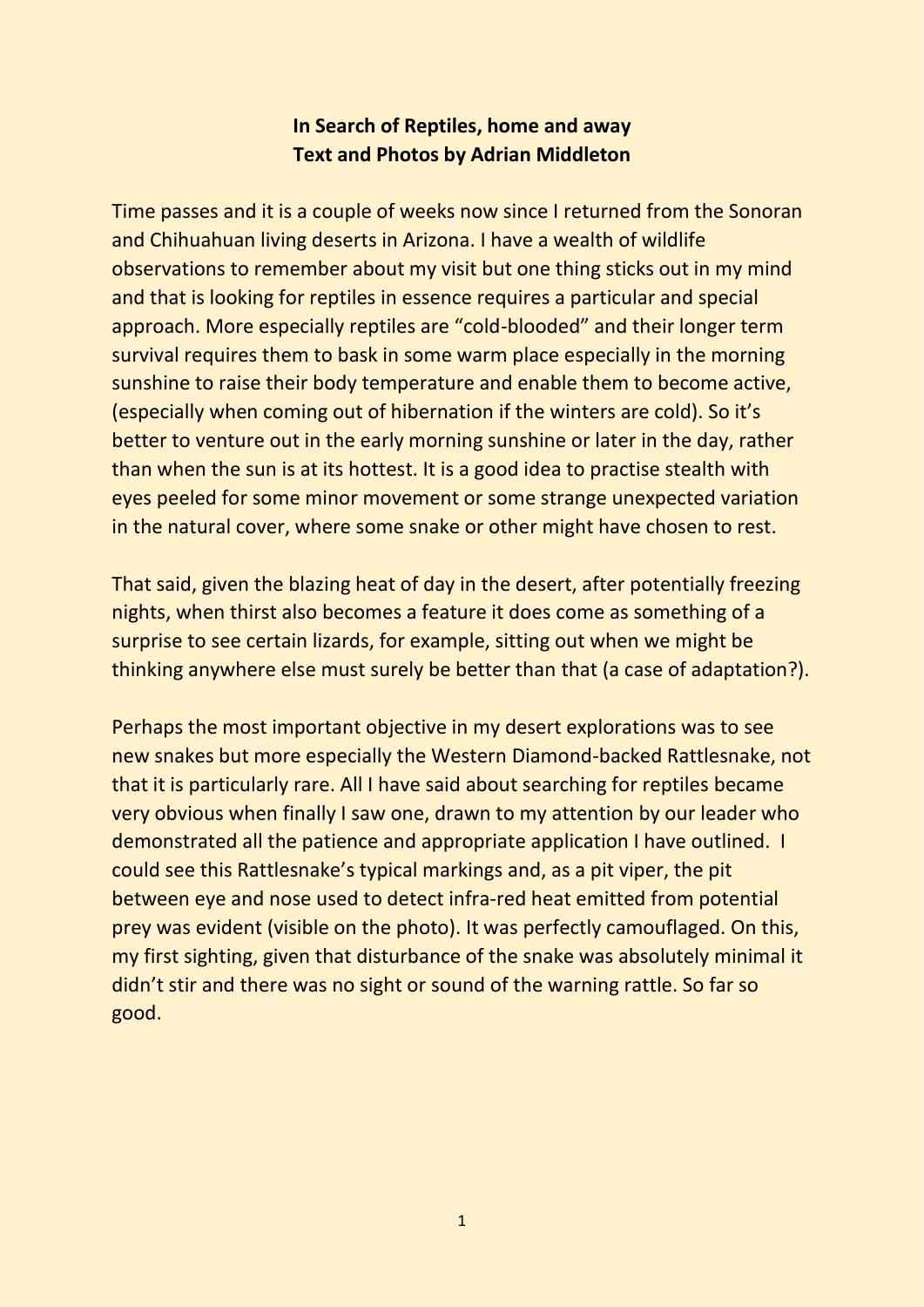**In Search of Reptiles, home and away**
**Text and Photos by Adrian Middleton**

Time passes and it is a couple of weeks now since I returned from the Sonoran and Chihuahuan living deserts in Arizona. I have a wealth of wildlife observations to remember about my visit but one thing sticks out in my mind and that is looking for reptiles in essence requires a particular and special approach. More especially reptiles are “cold-blooded” and their longer term survival requires them to bask in some warm place especially in the morning sunshine to raise their body temperature and enable them to become active, (especially when coming out of hibernation if the winters are cold). So it’s better to venture out in the early morning sunshine or later in the day, rather than when the sun is at its hottest. It is a good idea to practise stealth with eyes peeled for some minor movement or some strange unexpected variation in the natural cover, where some snake or other might have chosen to rest.

That said, given the blazing heat of day in the desert, after potentially freezing nights, when thirst also becomes a feature it does come as something of a surprise to see certain lizards, for example, sitting out when we might be thinking anywhere else must surely be better than that (a case of adaptation?).

Perhaps the most important objective in my desert explorations was to see new snakes but more especially the Western Diamond-backed Rattlesnake, not that it is particularly rare. All I have said about searching for reptiles became very obvious when finally I saw one, drawn to my attention by our leader who demonstrated all the patience and appropriate application I have outlined. I could see this Rattlesnake’s typical markings and, as a pit viper, the pit between eye and nose used to detect infra-red heat emitted from potential prey was evident (visible on the photo). It was perfectly camouflaged. On this, my first sighting, given that disturbance of the snake was absolutely minimal it didn’t stir and there was no sight or sound of the warning rattle. So far so good.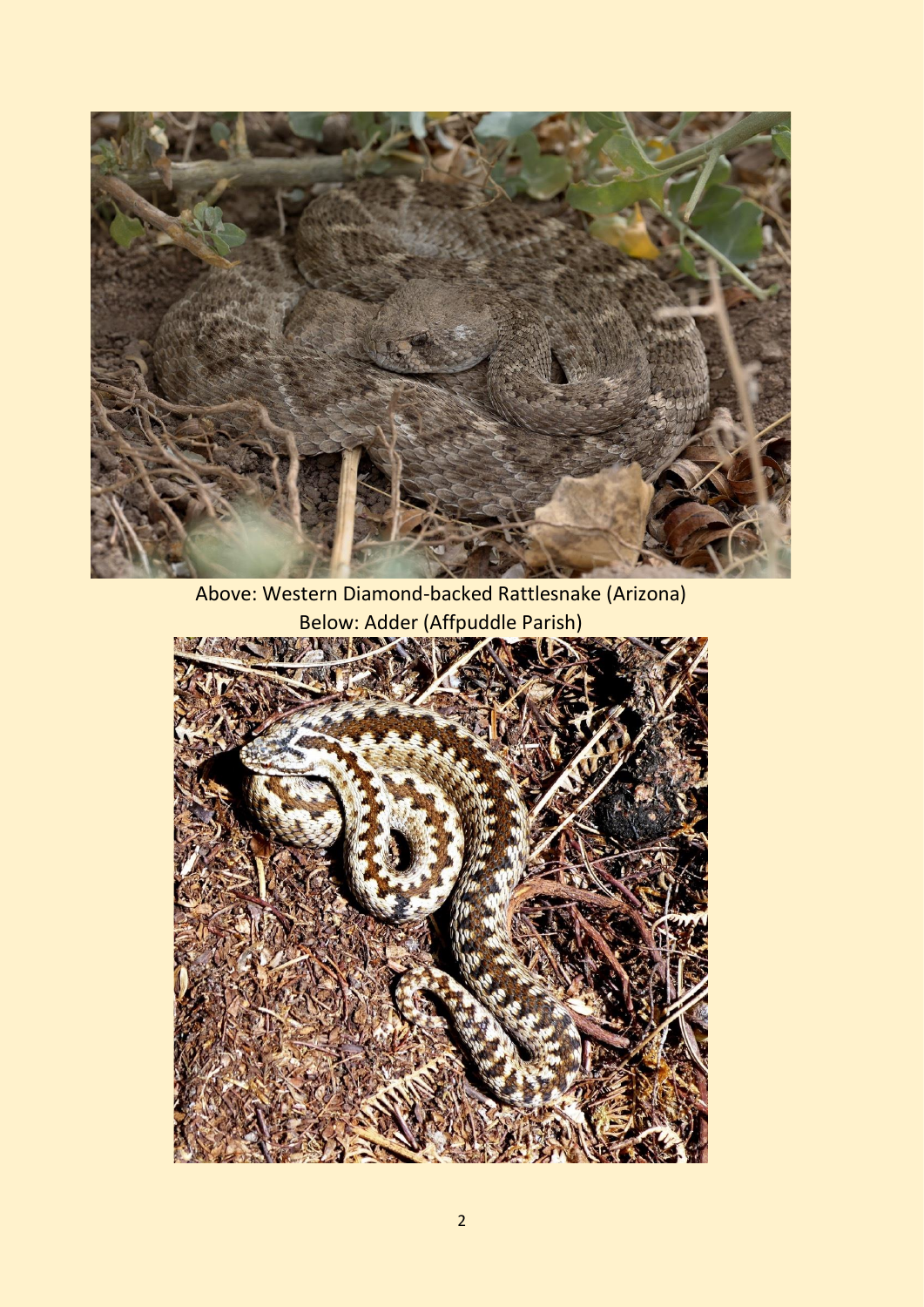Above: Western Diamond-backed Rattlesnake (Arizona)
Below: Adder (Affpuddle Parish)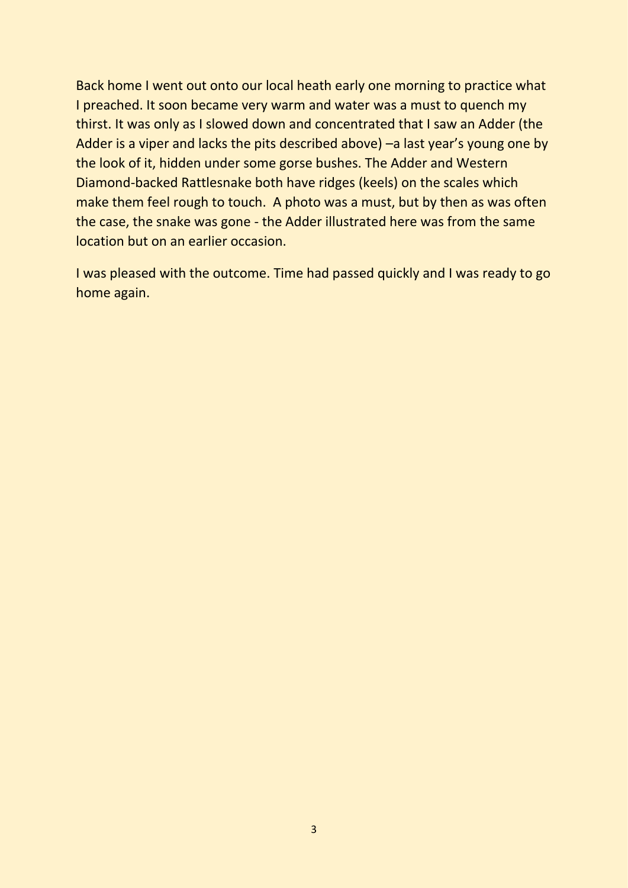Back home I went out onto our local heath early one morning to practice what I preached. It soon became very warm and water was a must to quench my thirst. It was only as I slowed down and concentrated that I saw an Adder (the Adder is a viper and lacks the pits described above) –a last year's young one by the look of it, hidden under some gorse bushes. The Adder and Western Diamond-backed Rattlesnake both have ridges (keels) on the scales which make them feel rough to touch.  A photo was a must, but by then as was often the case, the snake was gone - the Adder illustrated here was from the same location but on an earlier occasion.

I was pleased with the outcome. Time had passed quickly and I was ready to go home again.